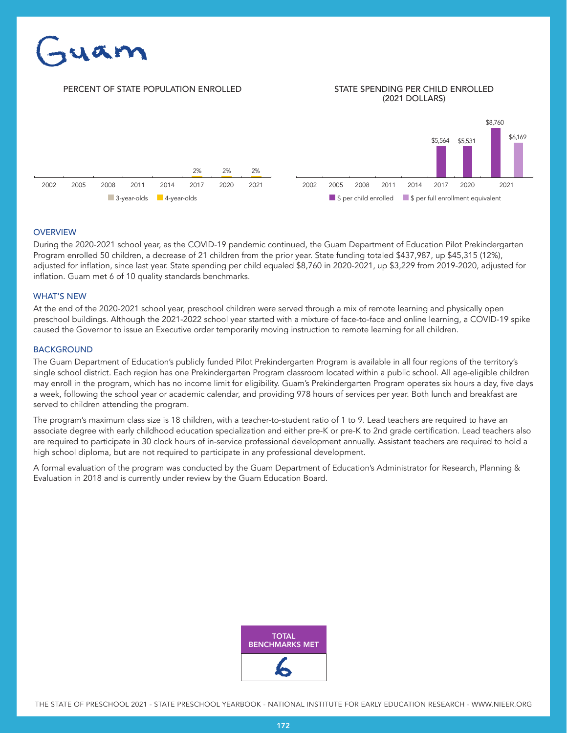# Guam

PERCENT OF STATE POPULATION ENROLLED

2%
2%
2%

2002 2005 2008 2011 2014 2017 2020 2021

3-year-olds 4-year-olds

STATE SPENDING PER CHILD ENROLLED (2021 DOLLARS)

$8,760
$6,169
$5,564
$5,531

2002 2005 2008 2011 2014 2017 2020 2021

$ per child enrolled $ per full enrollment equivalent

## OVERVIEW

During the 2020-2021 school year, as the COVID-19 pandemic continued, the Guam Department of Education Pilot Prekindergarten Program enrolled 50 children, a decrease of 21 children from the prior year. State funding totaled $437,987, up $45,315 (12%), adjusted for inflation, since last year. State spending per child equaled $8,760 in 2020-2021, up $3,229 from 2019-2020, adjusted for inflation. Guam met 6 of 10 quality standards benchmarks.

## WHAT'S NEW

At the end of the 2020-2021 school year, preschool children were served through a mix of remote learning and physically open preschool buildings. Although the 2021-2022 school year started with a mixture of face-to-face and online learning, a COVID-19 spike caused the Governor to issue an Executive order temporarily moving instruction to remote learning for all children.

## BACKGROUND

The Guam Department of Education's publicly funded Pilot Prekindergarten Program is available in all four regions of the territory's single school district. Each region has one Prekindergarten Program classroom located within a public school. All age-eligible children may enroll in the program, which has no income limit for eligibility. Guam's Prekindergarten Program operates six hours a day, five days a week, following the school year or academic calendar, and providing 978 hours of services per year. Both lunch and breakfast are served to children attending the program.

The program's maximum class size is 18 children, with a teacher-to-student ratio of 1 to 9. Lead teachers are required to have an associate degree with early childhood education specialization and either pre-K or pre-K to 2nd grade certification. Lead teachers also are required to participate in 30 clock hours of in-service professional development annually. Assistant teachers are required to hold a high school diploma, but are not required to participate in any professional development.

A formal evaluation of the program was conducted by the Guam Department of Education's Administrator for Research, Planning & Evaluation in 2018 and is currently under review by the Guam Education Board.

| TOTAL BENCHMARKS MET |
| --- |
| 6 |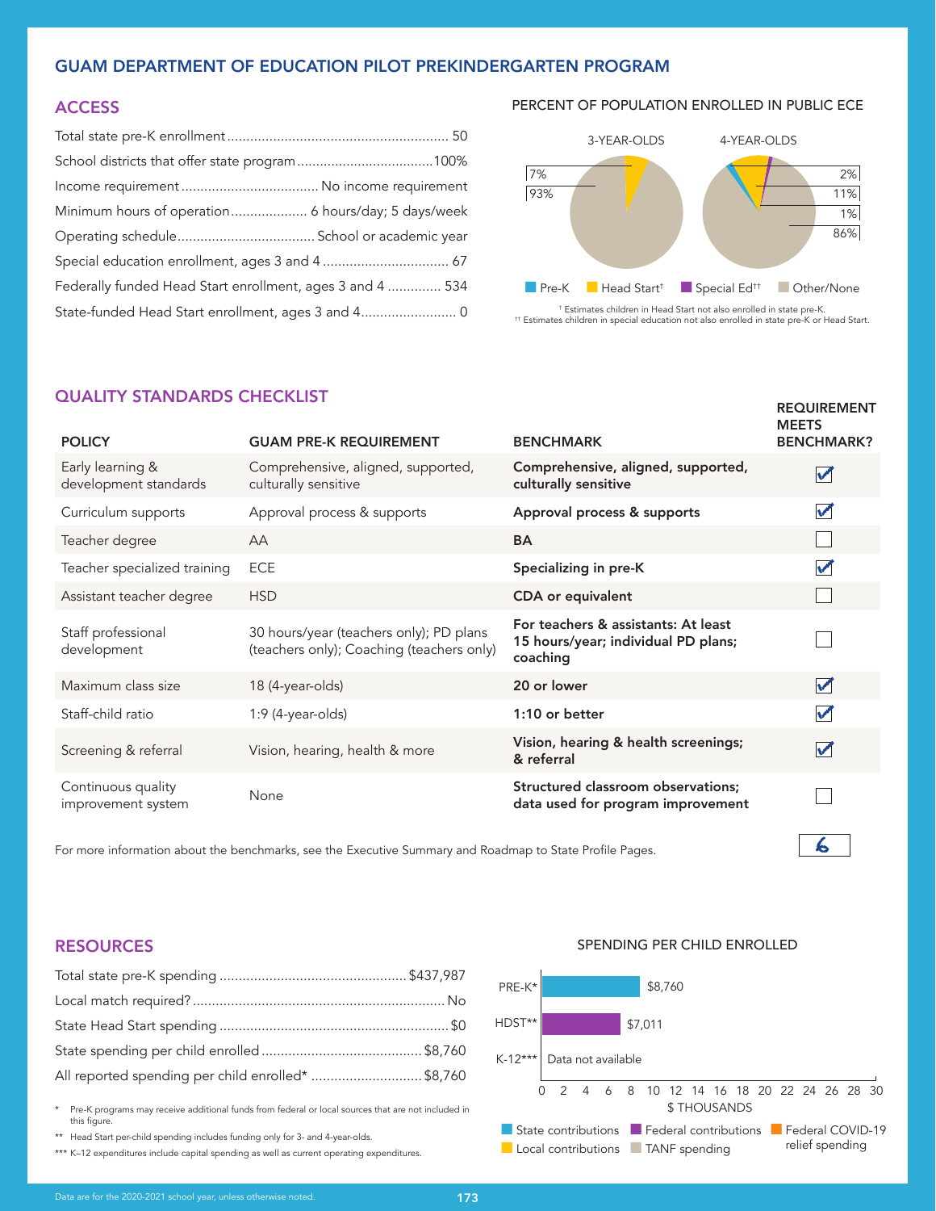# GUAM DEPARTMENT OF EDUCATION PILOT PREKINDERGARTEN PROGRAM

## ACCESS

Total state pre-K enrollment ........ 50
School districts that offer state program ........ 100%
Income requirement ........ No income requirement
Minimum hours of operation ........ 6 hours/day; 5 days/week
Operating schedule ........ School or academic year
Special education enrollment, ages 3 and 4 ........ 67
Federally funded Head Start enrollment, ages 3 and 4 ........ 534
State-funded Head Start enrollment, ages 3 and 4 ........ 0

PERCENT OF POPULATION ENROLLED IN PUBLIC ECE

3-YEAR-OLDS
7%
93%

4-YEAR-OLDS
2%
11%
1%
86%

Pre-K | Head Start† | Special Ed†† | Other/None

† Estimates children in Head Start not also enrolled in state pre-K.
†† Estimates children in special education not also enrolled in state pre-K or Head Start.

## QUALITY STANDARDS CHECKLIST

| POLICY | GUAM PRE-K REQUIREMENT | BENCHMARK | REQUIREMENT MEETS BENCHMARK? |
|---|---|---|---|
| Early learning & development standards | Comprehensive, aligned, supported, culturally sensitive | **Comprehensive, aligned, supported, culturally sensitive** | ☑ |
| Curriculum supports | Approval process & supports | **Approval process & supports** | ☑ |
| Teacher degree | AA | **BA** | ☐ |
| Teacher specialized training | ECE | **Specializing in pre-K** | ☑ |
| Assistant teacher degree | HSD | **CDA or equivalent** | ☐ |
| Staff professional development | 30 hours/year (teachers only); PD plans (teachers only); Coaching (teachers only) | **For teachers & assistants: At least 15 hours/year; individual PD plans; coaching** | ☐ |
| Maximum class size | 18 (4-year-olds) | **20 or lower** | ☑ |
| Staff-child ratio | 1:9 (4-year-olds) | **1:10 or better** | ☑ |
| Screening & referral | Vision, hearing, health & more | **Vision, hearing & health screenings; & referral** | ☑ |
| Continuous quality improvement system | None | **Structured classroom observations; data used for program improvement** | ☐ |
| | | | 6 |

For more information about the benchmarks, see the Executive Summary and Roadmap to State Profile Pages.

## RESOURCES

Total state pre-K spending ........ $437,987
Local match required? ........ No
State Head Start spending ........ $0
State spending per child enrolled ........ $8,760
All reported spending per child enrolled* ........ $8,760

\* Pre-K programs may receive additional funds from federal or local sources that are not included in this figure.
** Head Start per-child spending includes funding only for 3- and 4-year-olds.
*** K–12 expenditures include capital spending as well as current operating expenditures.

SPENDING PER CHILD ENROLLED

PRE-K* $8,760
HDST** $7,011
K-12*** Data not available

0 2 4 6 8 10 12 14 16 18 20 22 24 26 28 30
$ THOUSANDS

State contributions | Federal contributions | Federal COVID-19 relief spending | Local contributions | TANF spending

Data are for the 2020-2021 school year, unless otherwise noted.